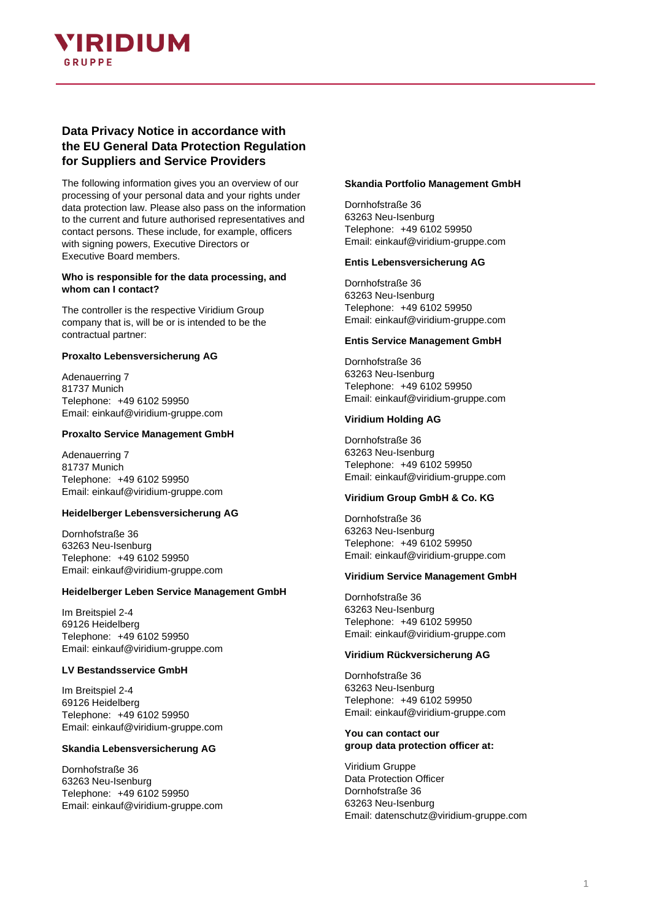# Data Privacy Notice in accordance with the EU General Data Protection Regulation for Suppliers and Service Providers

The following information gives you an overview of our processing of your personal data and your rights under data protection law. Please also pass on the information to the current and future authorised representatives and contact persons. These include, for example, officers with signing powers, Executive Directors or Executive Board members.

**Who is responsible for the data processing, and whom can I contact?**

The controller is the respective Viridium Group company that is, will be or is intended to be the contractual partner:

**Proxalto Lebensversicherung AG**

Adenauerring 7
81737 Munich
Telephone: +49 6102 59950
Email: einkauf@viridium-gruppe.com

**Proxalto Service Management GmbH**

Adenauerring 7
81737 Munich
Telephone: +49 6102 59950
Email: einkauf@viridium-gruppe.com

**Heidelberger Lebensversicherung AG**

Dornhofstraße 36
63263 Neu-Isenburg
Telephone: +49 6102 59950
Email: einkauf@viridium-gruppe.com

**Heidelberger Leben Service Management GmbH**

Im Breitspiel 2-4
69126 Heidelberg
Telephone: +49 6102 59950
Email: einkauf@viridium-gruppe.com

**LV Bestandsservice GmbH**

Im Breitspiel 2-4
69126 Heidelberg
Telephone: +49 6102 59950
Email: einkauf@viridium-gruppe.com

**Skandia Lebensversicherung AG**

Dornhofstraße 36
63263 Neu-Isenburg
Telephone: +49 6102 59950
Email: einkauf@viridium-gruppe.com

**Skandia Portfolio Management GmbH**

Dornhofstraße 36
63263 Neu-Isenburg
Telephone: +49 6102 59950
Email: einkauf@viridium-gruppe.com

**Entis Lebensversicherung AG**

Dornhofstraße 36
63263 Neu-Isenburg
Telephone: +49 6102 59950
Email: einkauf@viridium-gruppe.com

**Entis Service Management GmbH**

Dornhofstraße 36
63263 Neu-Isenburg
Telephone: +49 6102 59950
Email: einkauf@viridium-gruppe.com

**Viridium Holding AG**

Dornhofstraße 36
63263 Neu-Isenburg
Telephone: +49 6102 59950
Email: einkauf@viridium-gruppe.com

**Viridium Group GmbH & Co. KG**

Dornhofstraße 36
63263 Neu-Isenburg
Telephone: +49 6102 59950
Email: einkauf@viridium-gruppe.com

**Viridium Service Management GmbH**

Dornhofstraße 36
63263 Neu-Isenburg
Telephone: +49 6102 59950
Email: einkauf@viridium-gruppe.com

**Viridium Rückversicherung AG**

Dornhofstraße 36
63263 Neu-Isenburg
Telephone: +49 6102 59950
Email: einkauf@viridium-gruppe.com

**You can contact our group data protection officer at:**

Viridium Gruppe
Data Protection Officer
Dornhofstraße 36
63263 Neu-Isenburg
Email: datenschutz@viridium-gruppe.com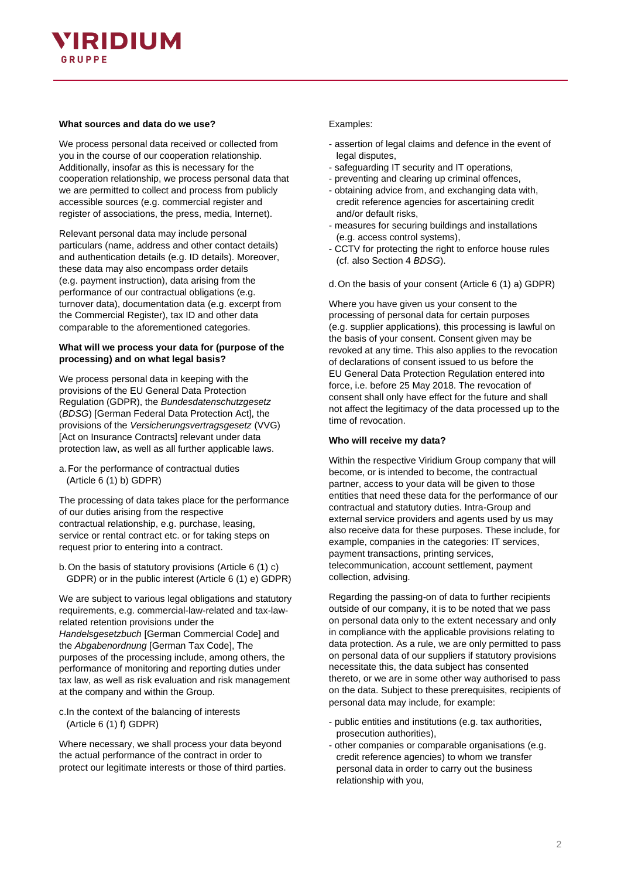### What sources and data do we use?

We process personal data received or collected from you in the course of our cooperation relationship. Additionally, insofar as this is necessary for the cooperation relationship, we process personal data that we are permitted to collect and process from publicly accessible sources (e.g. commercial register and register of associations, the press, media, Internet).

Relevant personal data may include personal particulars (name, address and other contact details) and authentication details (e.g. ID details). Moreover, these data may also encompass order details (e.g. payment instruction), data arising from the performance of our contractual obligations (e.g. turnover data), documentation data (e.g. excerpt from the Commercial Register), tax ID and other data comparable to the aforementioned categories.

### What will we process your data for (purpose of the processing) and on what legal basis?

We process personal data in keeping with the provisions of the EU General Data Protection Regulation (GDPR), the *Bundesdatenschutzgesetz* (*BDSG*) [German Federal Data Protection Act], the provisions of the *Versicherungsvertragsgesetz* (VVG) [Act on Insurance Contracts] relevant under data protection law, as well as all further applicable laws.

a. For the performance of contractual duties (Article 6 (1) b) GDPR)

The processing of data takes place for the performance of our duties arising from the respective contractual relationship, e.g. purchase, leasing, service or rental contract etc. or for taking steps on request prior to entering into a contract.

b. On the basis of statutory provisions (Article 6 (1) c) GDPR) or in the public interest (Article 6 (1) e) GDPR)

We are subject to various legal obligations and statutory requirements, e.g. commercial-law-related and tax-law-related retention provisions under the *Handelsgesetzbuch* [German Commercial Code] and the *Abgabenordnung* [German Tax Code], The purposes of the processing include, among others, the performance of monitoring and reporting duties under tax law, as well as risk evaluation and risk management at the company and within the Group.

c. In the context of the balancing of interests (Article 6 (1) f) GDPR)

Where necessary, we shall process your data beyond the actual performance of the contract in order to protect our legitimate interests or those of third parties.

Examples:

- assertion of legal claims and defence in the event of legal disputes,
- safeguarding IT security and IT operations,
- preventing and clearing up criminal offences,
- obtaining advice from, and exchanging data with, credit reference agencies for ascertaining credit and/or default risks,
- measures for securing buildings and installations (e.g. access control systems),
- CCTV for protecting the right to enforce house rules (cf. also Section 4 *BDSG*).

d. On the basis of your consent (Article 6 (1) a) GDPR)

Where you have given us your consent to the processing of personal data for certain purposes (e.g. supplier applications), this processing is lawful on the basis of your consent. Consent given may be revoked at any time. This also applies to the revocation of declarations of consent issued to us before the EU General Data Protection Regulation entered into force, i.e. before 25 May 2018. The revocation of consent shall only have effect for the future and shall not affect the legitimacy of the data processed up to the time of revocation.

### Who will receive my data?

Within the respective Viridium Group company that will become, or is intended to become, the contractual partner, access to your data will be given to those entities that need these data for the performance of our contractual and statutory duties. Intra-Group and external service providers and agents used by us may also receive data for these purposes. These include, for example, companies in the categories: IT services, payment transactions, printing services, telecommunication, account settlement, payment collection, advising.

Regarding the passing-on of data to further recipients outside of our company, it is to be noted that we pass on personal data only to the extent necessary and only in compliance with the applicable provisions relating to data protection. As a rule, we are only permitted to pass on personal data of our suppliers if statutory provisions necessitate this, the data subject has consented thereto, or we are in some other way authorised to pass on the data. Subject to these prerequisites, recipients of personal data may include, for example:

- public entities and institutions (e.g. tax authorities, prosecution authorities),
- other companies or comparable organisations (e.g. credit reference agencies) to whom we transfer personal data in order to carry out the business relationship with you,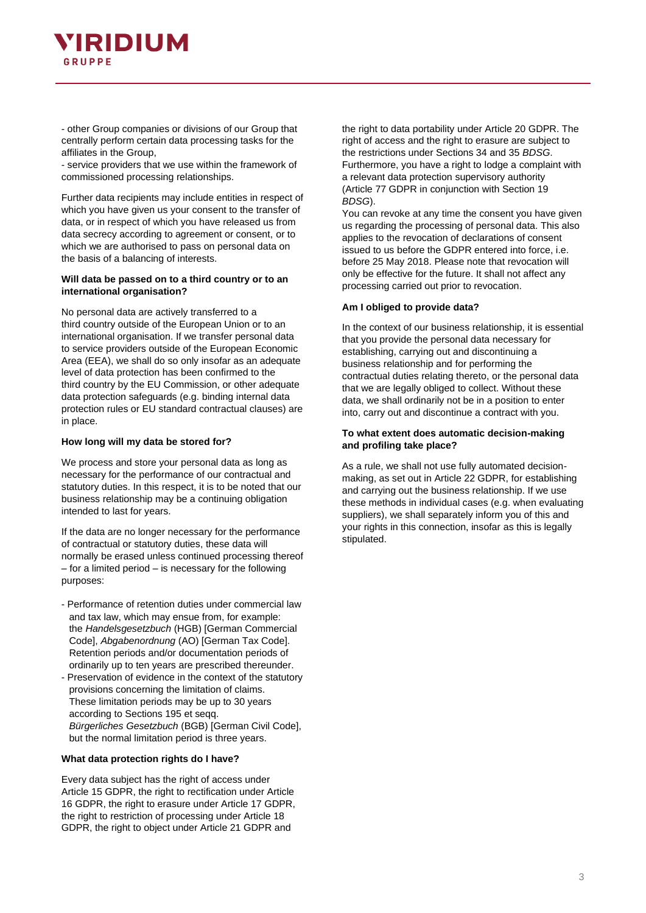- other Group companies or divisions of our Group that centrally perform certain data processing tasks for the affiliates in the Group,
- service providers that we use within the framework of commissioned processing relationships.

Further data recipients may include entities in respect of which you have given us your consent to the transfer of data, or in respect of which you have released us from data secrecy according to agreement or consent, or to which we are authorised to pass on personal data on the basis of a balancing of interests.

**Will data be passed on to a third country or to an international organisation?**

No personal data are actively transferred to a third country outside of the European Union or to an international organisation. If we transfer personal data to service providers outside of the European Economic Area (EEA), we shall do so only insofar as an adequate level of data protection has been confirmed to the third country by the EU Commission, or other adequate data protection safeguards (e.g. binding internal data protection rules or EU standard contractual clauses) are in place.

**How long will my data be stored for?**

We process and store your personal data as long as necessary for the performance of our contractual and statutory duties. In this respect, it is to be noted that our business relationship may be a continuing obligation intended to last for years.

If the data are no longer necessary for the performance of contractual or statutory duties, these data will normally be erased unless continued processing thereof – for a limited period – is necessary for the following purposes:

- Performance of retention duties under commercial law and tax law, which may ensue from, for example: the *Handelsgesetzbuch* (HGB) [German Commercial Code], *Abgabenordnung* (AO) [German Tax Code]. Retention periods and/or documentation periods of ordinarily up to ten years are prescribed thereunder.
- Preservation of evidence in the context of the statutory provisions concerning the limitation of claims. These limitation periods may be up to 30 years according to Sections 195 et seqq. *Bürgerliches Gesetzbuch* (BGB) [German Civil Code], but the normal limitation period is three years.

**What data protection rights do I have?**

Every data subject has the right of access under Article 15 GDPR, the right to rectification under Article 16 GDPR, the right to erasure under Article 17 GDPR, the right to restriction of processing under Article 18 GDPR, the right to object under Article 21 GDPR and the right to data portability under Article 20 GDPR. The right of access and the right to erasure are subject to the restrictions under Sections 34 and 35 *BDSG*. Furthermore, you have a right to lodge a complaint with a relevant data protection supervisory authority (Article 77 GDPR in conjunction with Section 19 *BDSG*).

You can revoke at any time the consent you have given us regarding the processing of personal data. This also applies to the revocation of declarations of consent issued to us before the GDPR entered into force, i.e. before 25 May 2018. Please note that revocation will only be effective for the future. It shall not affect any processing carried out prior to revocation.

**Am I obliged to provide data?**

In the context of our business relationship, it is essential that you provide the personal data necessary for establishing, carrying out and discontinuing a business relationship and for performing the contractual duties relating thereto, or the personal data that we are legally obliged to collect. Without these data, we shall ordinarily not be in a position to enter into, carry out and discontinue a contract with you.

**To what extent does automatic decision-making and profiling take place?**

As a rule, we shall not use fully automated decision-making, as set out in Article 22 GDPR, for establishing and carrying out the business relationship. If we use these methods in individual cases (e.g. when evaluating suppliers), we shall separately inform you of this and your rights in this connection, insofar as this is legally stipulated.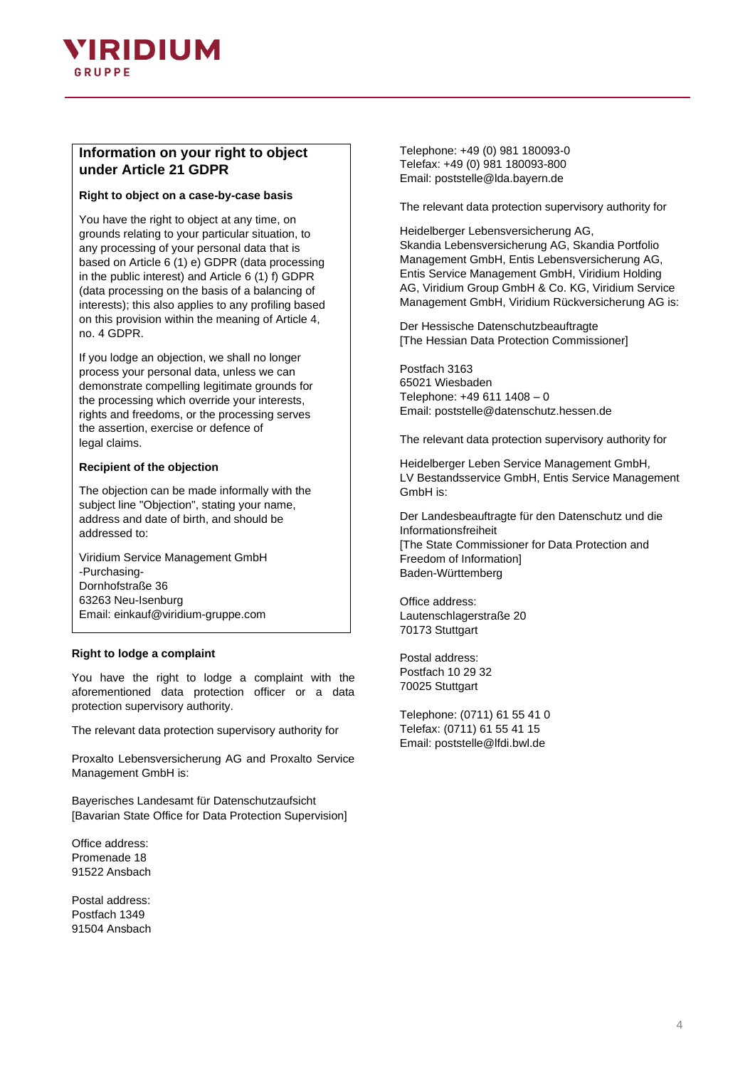## Information on your right to object under Article 21 GDPR

**Right to object on a case-by-case basis**

You have the right to object at any time, on grounds relating to your particular situation, to any processing of your personal data that is based on Article 6 (1) e) GDPR (data processing in the public interest) and Article 6 (1) f) GDPR (data processing on the basis of a balancing of interests); this also applies to any profiling based on this provision within the meaning of Article 4, no. 4 GDPR.

If you lodge an objection, we shall no longer process your personal data, unless we can demonstrate compelling legitimate grounds for the processing which override your interests, rights and freedoms, or the processing serves the assertion, exercise or defence of legal claims.

**Recipient of the objection**

The objection can be made informally with the subject line "Objection", stating your name, address and date of birth, and should be addressed to:

Viridium Service Management GmbH
-Purchasing-
Dornhofstraße 36
63263 Neu-Isenburg
Email: einkauf@viridium-gruppe.com

**Right to lodge a complaint**

You have the right to lodge a complaint with the aforementioned data protection officer or a data protection supervisory authority.

The relevant data protection supervisory authority for

Proxalto Lebensversicherung AG and Proxalto Service Management GmbH is:

Bayerisches Landesamt für Datenschutzaufsicht
[Bavarian State Office for Data Protection Supervision]

Office address:
Promenade 18
91522 Ansbach

Postal address:
Postfach 1349
91504 Ansbach

Telephone: +49 (0) 981 180093-0
Telefax: +49 (0) 981 180093-800
Email: poststelle@lda.bayern.de

The relevant data protection supervisory authority for

Heidelberger Lebensversicherung AG, Skandia Lebensversicherung AG, Skandia Portfolio Management GmbH, Entis Lebensversicherung AG, Entis Service Management GmbH, Viridium Holding AG, Viridium Group GmbH & Co. KG, Viridium Service Management GmbH, Viridium Rückversicherung AG is:

Der Hessische Datenschutzbeauftragte
[The Hessian Data Protection Commissioner]

Postfach 3163
65021 Wiesbaden
Telephone: +49 611 1408 – 0
Email: poststelle@datenschutz.hessen.de

The relevant data protection supervisory authority for

Heidelberger Leben Service Management GmbH, LV Bestandsservice GmbH, Entis Service Management GmbH is:

Der Landesbeauftragte für den Datenschutz und die Informationsfreiheit
[The State Commissioner for Data Protection and Freedom of Information]
Baden-Württemberg

Office address:
Lautenschlagerstraße 20
70173 Stuttgart

Postal address:
Postfach 10 29 32
70025 Stuttgart

Telephone: (0711) 61 55 41 0
Telefax: (0711) 61 55 41 15
Email: poststelle@lfdi.bwl.de